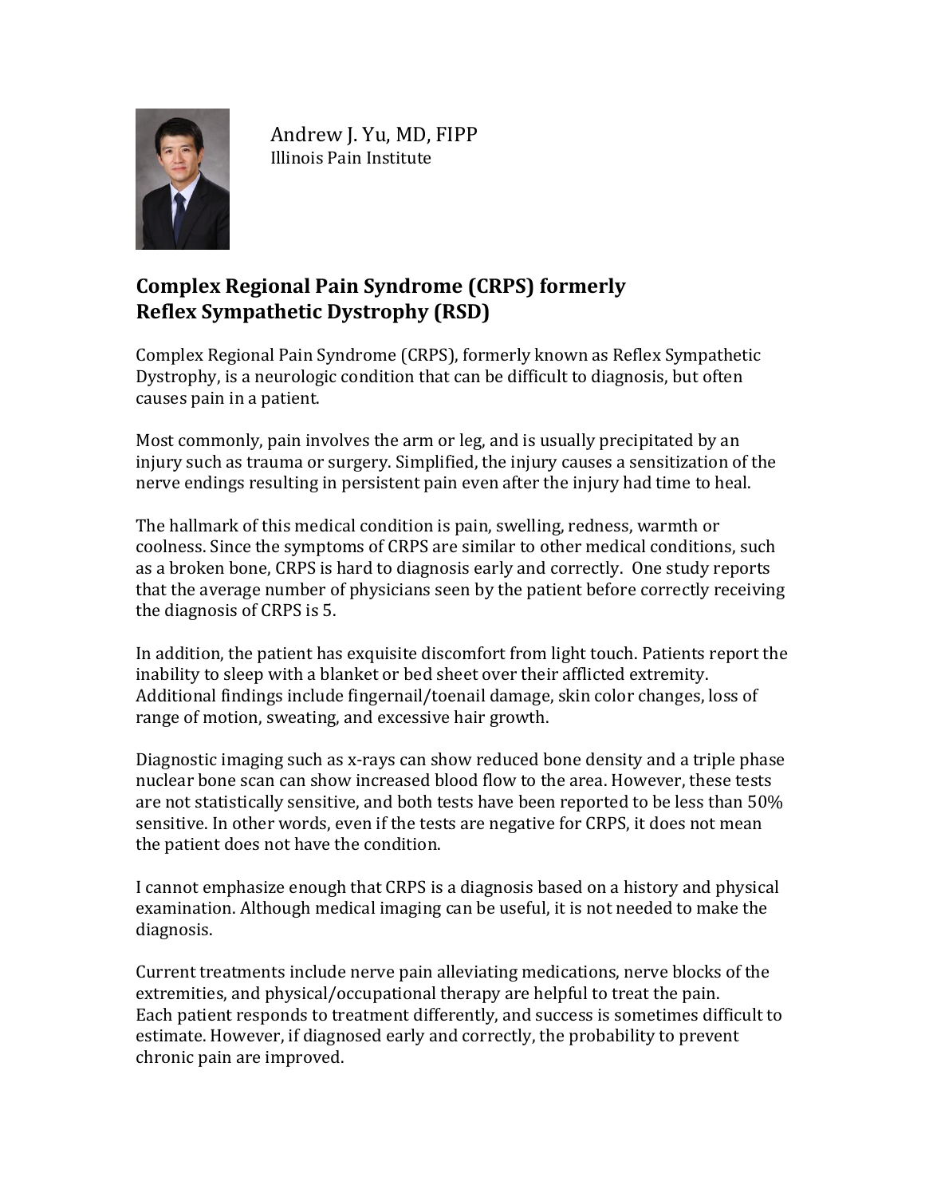Andrew J. Yu, MD, FIPP
Illinois Pain Institute

## Complex Regional Pain Syndrome (CRPS) formerly Reflex Sympathetic Dystrophy (RSD)

Complex Regional Pain Syndrome (CRPS), formerly known as Reflex Sympathetic Dystrophy, is a neurologic condition that can be difficult to diagnosis, but often causes pain in a patient.

Most commonly, pain involves the arm or leg, and is usually precipitated by an injury such as trauma or surgery. Simplified, the injury causes a sensitization of the nerve endings resulting in persistent pain even after the injury had time to heal.

The hallmark of this medical condition is pain, swelling, redness, warmth or coolness. Since the symptoms of CRPS are similar to other medical conditions, such as a broken bone, CRPS is hard to diagnosis early and correctly. One study reports that the average number of physicians seen by the patient before correctly receiving the diagnosis of CRPS is 5.

In addition, the patient has exquisite discomfort from light touch. Patients report the inability to sleep with a blanket or bed sheet over their afflicted extremity. Additional findings include fingernail/toenail damage, skin color changes, loss of range of motion, sweating, and excessive hair growth.

Diagnostic imaging such as x-rays can show reduced bone density and a triple phase nuclear bone scan can show increased blood flow to the area. However, these tests are not statistically sensitive, and both tests have been reported to be less than 50% sensitive. In other words, even if the tests are negative for CRPS, it does not mean the patient does not have the condition.

I cannot emphasize enough that CRPS is a diagnosis based on a history and physical examination. Although medical imaging can be useful, it is not needed to make the diagnosis.

Current treatments include nerve pain alleviating medications, nerve blocks of the extremities, and physical/occupational therapy are helpful to treat the pain.
Each patient responds to treatment differently, and success is sometimes difficult to estimate. However, if diagnosed early and correctly, the probability to prevent chronic pain are improved.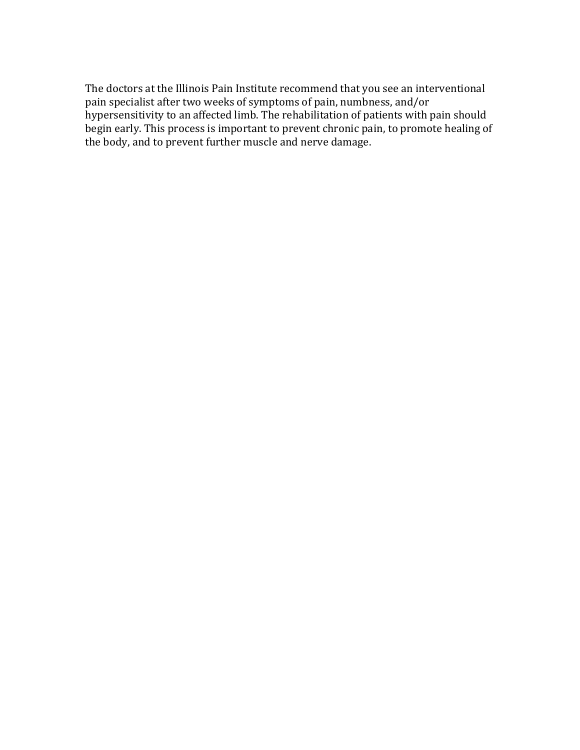The doctors at the Illinois Pain Institute recommend that you see an interventional pain specialist after two weeks of symptoms of pain, numbness, and/or hypersensitivity to an affected limb. The rehabilitation of patients with pain should begin early. This process is important to prevent chronic pain, to promote healing of the body, and to prevent further muscle and nerve damage.